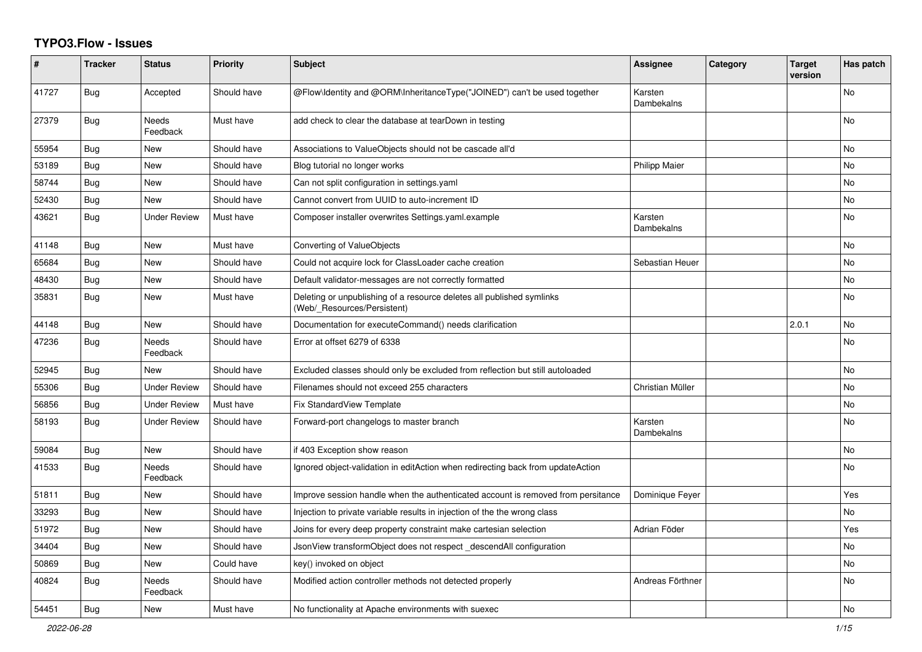# TYPO3.Flow - Issues

| # | Tracker | Status | Priority | Subject | Assignee | Category | Target version | Has patch |
|---|---|---|---|---|---|---|---|---|
| 41727 | Bug | Accepted | Should have | @Flow\Identity and @ORM\InheritanceType("JOINED") can't be used together | Karsten Dambekalns | | | No |
| 27379 | Bug | Needs Feedback | Must have | add check to clear the database at tearDown in testing | | | | No |
| 55954 | Bug | New | Should have | Associations to ValueObjects should not be cascade all'd | | | | No |
| 53189 | Bug | New | Should have | Blog tutorial no longer works | Philipp Maier | | | No |
| 58744 | Bug | New | Should have | Can not split configuration in settings.yaml | | | | No |
| 52430 | Bug | New | Should have | Cannot convert from UUID to auto-increment ID | | | | No |
| 43621 | Bug | Under Review | Must have | Composer installer overwrites Settings.yaml.example | Karsten Dambekalns | | | No |
| 41148 | Bug | New | Must have | Converting of ValueObjects | | | | No |
| 65684 | Bug | New | Should have | Could not acquire lock for ClassLoader cache creation | Sebastian Heuer | | | No |
| 48430 | Bug | New | Should have | Default validator-messages are not correctly formatted | | | | No |
| 35831 | Bug | New | Must have | Deleting or unpublishing of a resource deletes all published symlinks (Web/_Resources/Persistent) | | | | No |
| 44148 | Bug | New | Should have | Documentation for executeCommand() needs clarification | | | 2.0.1 | No |
| 47236 | Bug | Needs Feedback | Should have | Error at offset 6279 of 6338 | | | | No |
| 52945 | Bug | New | Should have | Excluded classes should only be excluded from reflection but still autoloaded | | | | No |
| 55306 | Bug | Under Review | Should have | Filenames should not exceed 255 characters | Christian Müller | | | No |
| 56856 | Bug | Under Review | Must have | Fix StandardView Template | | | | No |
| 58193 | Bug | Under Review | Should have | Forward-port changelogs to master branch | Karsten Dambekalns | | | No |
| 59084 | Bug | New | Should have | if 403 Exception show reason | | | | No |
| 41533 | Bug | Needs Feedback | Should have | Ignored object-validation in editAction when redirecting back from updateAction | | | | No |
| 51811 | Bug | New | Should have | Improve session handle when the authenticated account is removed from persitance | Dominique Feyer | | | Yes |
| 33293 | Bug | New | Should have | Injection to private variable results in injection of the the wrong class | | | | No |
| 51972 | Bug | New | Should have | Joins for every deep property constraint make cartesian selection | Adrian Föder | | | Yes |
| 34404 | Bug | New | Should have | JsonView transformObject does not respect _descendAll configuration | | | | No |
| 50869 | Bug | New | Could have | key() invoked on object | | | | No |
| 40824 | Bug | Needs Feedback | Should have | Modified action controller methods not detected properly | Andreas Förthner | | | No |
| 54451 | Bug | New | Must have | No functionality at Apache environments with suexec | | | | No |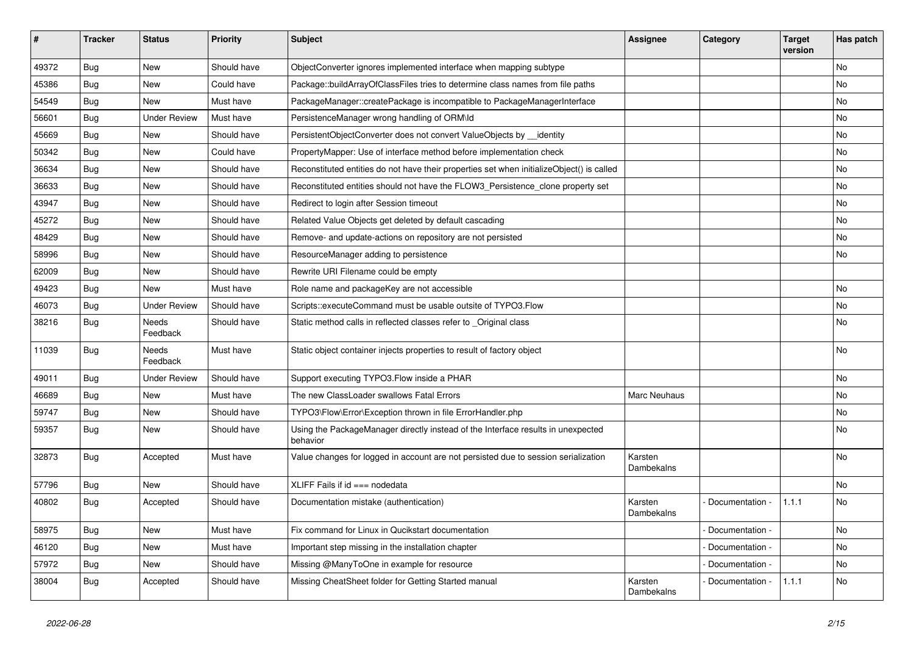| # | Tracker | Status | Priority | Subject | Assignee | Category | Target version | Has patch |
|---|---|---|---|---|---|---|---|---|
| 49372 | Bug | New | Should have | ObjectConverter ignores implemented interface when mapping subtype | | | | No |
| 45386 | Bug | New | Could have | Package::buildArrayOfClassFiles tries to determine class names from file paths | | | | No |
| 54549 | Bug | New | Must have | PackageManager::createPackage is incompatible to PackageManagerInterface | | | | No |
| 56601 | Bug | Under Review | Must have | PersistenceManager wrong handling of ORM\Id | | | | No |
| 45669 | Bug | New | Should have | PersistentObjectConverter does not convert ValueObjects by __identity | | | | No |
| 50342 | Bug | New | Could have | PropertyMapper: Use of interface method before implementation check | | | | No |
| 36634 | Bug | New | Should have | Reconstituted entities do not have their properties set when initializeObject() is called | | | | No |
| 36633 | Bug | New | Should have | Reconstituted entities should not have the FLOW3_Persistence_clone property set | | | | No |
| 43947 | Bug | New | Should have | Redirect to login after Session timeout | | | | No |
| 45272 | Bug | New | Should have | Related Value Objects get deleted by default cascading | | | | No |
| 48429 | Bug | New | Should have | Remove- and update-actions on repository are not persisted | | | | No |
| 58996 | Bug | New | Should have | ResourceManager adding to persistence | | | | No |
| 62009 | Bug | New | Should have | Rewrite URI Filename could be empty | | | | |
| 49423 | Bug | New | Must have | Role name and packageKey are not accessible | | | | No |
| 46073 | Bug | Under Review | Should have | Scripts::executeCommand must be usable outsite of TYPO3.Flow | | | | No |
| 38216 | Bug | Needs Feedback | Should have | Static method calls in reflected classes refer to _Original class | | | | No |
| 11039 | Bug | Needs Feedback | Must have | Static object container injects properties to result of factory object | | | | No |
| 49011 | Bug | Under Review | Should have | Support executing TYPO3.Flow inside a PHAR | | | | No |
| 46689 | Bug | New | Must have | The new ClassLoader swallows Fatal Errors | Marc Neuhaus | | | No |
| 59747 | Bug | New | Should have | TYPO3\Flow\Error\Exception thrown in file ErrorHandler.php | | | | No |
| 59357 | Bug | New | Should have | Using the PackageManager directly instead of the Interface results in unexpected behavior | | | | No |
| 32873 | Bug | Accepted | Must have | Value changes for logged in account are not persisted due to session serialization | Karsten Dambekalns | | | No |
| 57796 | Bug | New | Should have | XLIFF Fails if id === nodedata | | | | No |
| 40802 | Bug | Accepted | Should have | Documentation mistake (authentication) | Karsten Dambekalns | - Documentation - | 1.1.1 | No |
| 58975 | Bug | New | Must have | Fix command for Linux in Qucikstart documentation | | - Documentation - | | No |
| 46120 | Bug | New | Must have | Important step missing in the installation chapter | | - Documentation - | | No |
| 57972 | Bug | New | Should have | Missing @ManyToOne in example for resource | | - Documentation - | | No |
| 38004 | Bug | Accepted | Should have | Missing CheatSheet folder for Getting Started manual | Karsten Dambekalns | - Documentation - | 1.1.1 | No |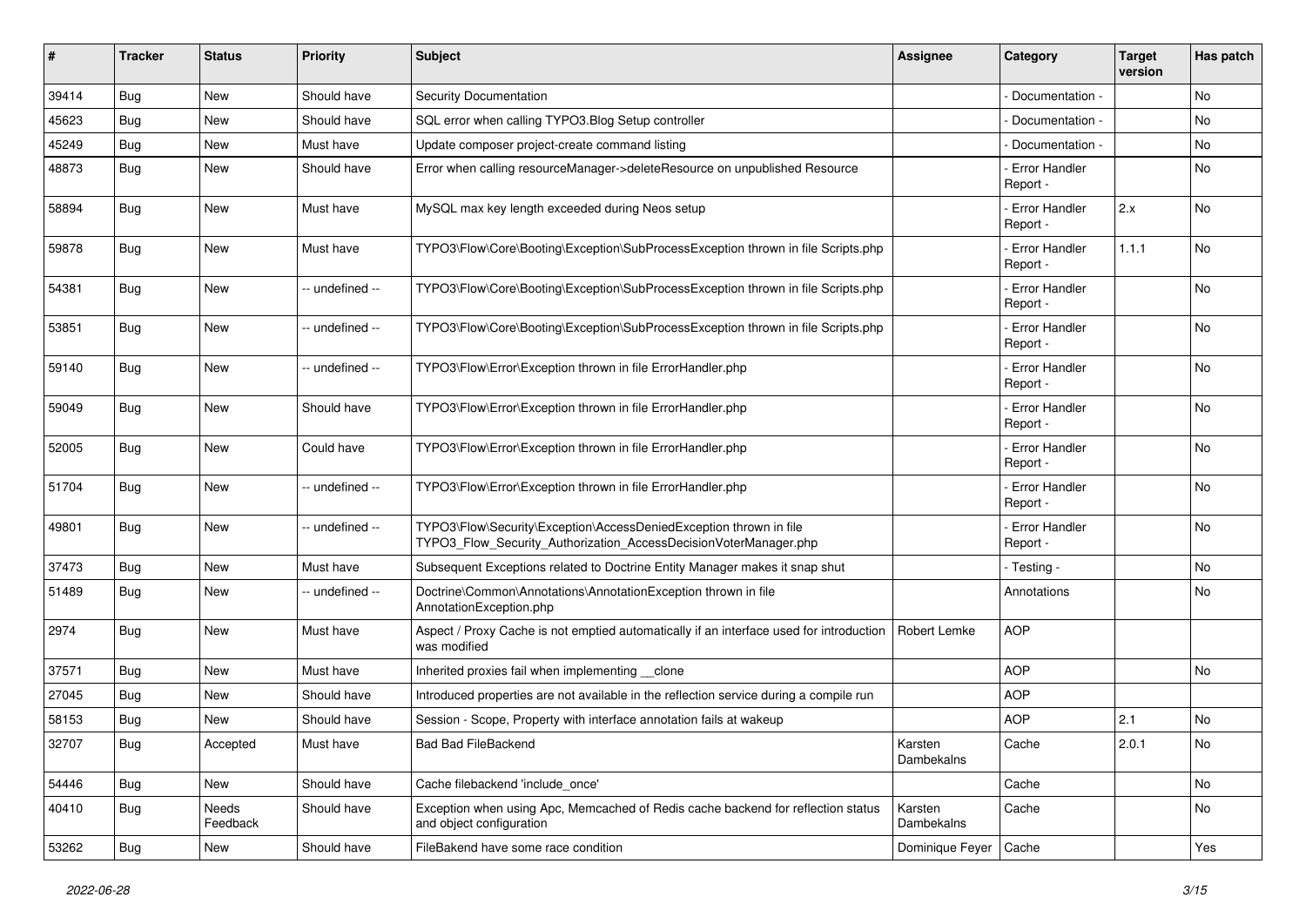| # | Tracker | Status | Priority | Subject | Assignee | Category | Target version | Has patch |
|---|---|---|---|---|---|---|---|---|
| 39414 | Bug | New | Should have | Security Documentation | | - Documentation - | | No |
| 45623 | Bug | New | Should have | SQL error when calling TYPO3.Blog Setup controller | | - Documentation - | | No |
| 45249 | Bug | New | Must have | Update composer project-create command listing | | - Documentation - | | No |
| 48873 | Bug | New | Should have | Error when calling resourceManager->deleteResource on unpublished Resource | | - Error Handler Report - | | No |
| 58894 | Bug | New | Must have | MySQL max key length exceeded during Neos setup | | - Error Handler Report - | 2.x | No |
| 59878 | Bug | New | Must have | TYPO3\Flow\Core\Booting\Exception\SubProcessException thrown in file Scripts.php | | - Error Handler Report - | 1.1.1 | No |
| 54381 | Bug | New | -- undefined -- | TYPO3\Flow\Core\Booting\Exception\SubProcessException thrown in file Scripts.php | | - Error Handler Report - | | No |
| 53851 | Bug | New | -- undefined -- | TYPO3\Flow\Core\Booting\Exception\SubProcessException thrown in file Scripts.php | | - Error Handler Report - | | No |
| 59140 | Bug | New | -- undefined -- | TYPO3\Flow\Error\Exception thrown in file ErrorHandler.php | | - Error Handler Report - | | No |
| 59049 | Bug | New | Should have | TYPO3\Flow\Error\Exception thrown in file ErrorHandler.php | | - Error Handler Report - | | No |
| 52005 | Bug | New | Could have | TYPO3\Flow\Error\Exception thrown in file ErrorHandler.php | | - Error Handler Report - | | No |
| 51704 | Bug | New | -- undefined -- | TYPO3\Flow\Error\Exception thrown in file ErrorHandler.php | | - Error Handler Report - | | No |
| 49801 | Bug | New | -- undefined -- | TYPO3\Flow\Security\Exception\AccessDeniedException thrown in file TYPO3_Flow_Security_Authorization_AccessDecisionVoterManager.php | | - Error Handler Report - | | No |
| 37473 | Bug | New | Must have | Subsequent Exceptions related to Doctrine Entity Manager makes it snap shut | | - Testing - | | No |
| 51489 | Bug | New | -- undefined -- | Doctrine\Common\Annotations\AnnotationException thrown in file AnnotationException.php | | Annotations | | No |
| 2974 | Bug | New | Must have | Aspect / Proxy Cache is not emptied automatically if an interface used for introduction was modified | Robert Lemke | AOP | | |
| 37571 | Bug | New | Must have | Inherited proxies fail when implementing __clone | | AOP | | No |
| 27045 | Bug | New | Should have | Introduced properties are not available in the reflection service during a compile run | | AOP | | |
| 58153 | Bug | New | Should have | Session - Scope, Property with interface annotation fails at wakeup | | AOP | 2.1 | No |
| 32707 | Bug | Accepted | Must have | Bad Bad FileBackend | Karsten Dambekalns | Cache | 2.0.1 | No |
| 54446 | Bug | New | Should have | Cache filebackend 'include_once' | | Cache | | No |
| 40410 | Bug | Needs Feedback | Should have | Exception when using Apc, Memcached of Redis cache backend for reflection status and object configuration | Karsten Dambekalns | Cache | | No |
| 53262 | Bug | New | Should have | FileBakend have some race condition | Dominique Feyer | Cache | | Yes |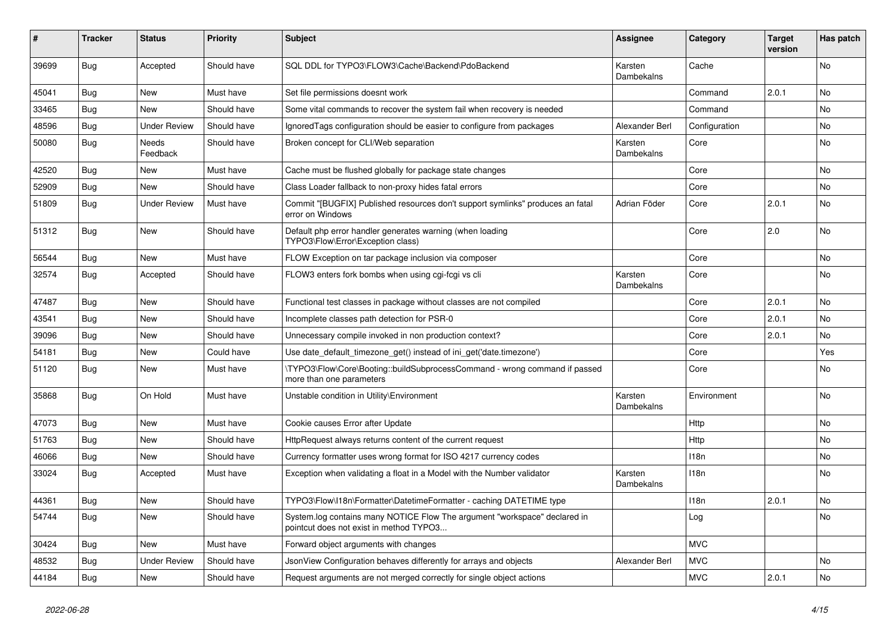| # | Tracker | Status | Priority | Subject | Assignee | Category | Target version | Has patch |
|---|---|---|---|---|---|---|---|---|
| 39699 | Bug | Accepted | Should have | SQL DDL for TYPO3\FLOW3\Cache\Backend\PdoBackend | Karsten Dambekalns | Cache | | No |
| 45041 | Bug | New | Must have | Set file permissions doesnt work | | Command | 2.0.1 | No |
| 33465 | Bug | New | Should have | Some vital commands to recover the system fail when recovery is needed | | Command | | No |
| 48596 | Bug | Under Review | Should have | IgnoredTags configuration should be easier to configure from packages | Alexander Berl | Configuration | | No |
| 50080 | Bug | Needs Feedback | Should have | Broken concept for CLI/Web separation | Karsten Dambekalns | Core | | No |
| 42520 | Bug | New | Must have | Cache must be flushed globally for package state changes | | Core | | No |
| 52909 | Bug | New | Should have | Class Loader fallback to non-proxy hides fatal errors | | Core | | No |
| 51809 | Bug | Under Review | Must have | Commit "[BUGFIX] Published resources don't support symlinks" produces an fatal error on Windows | Adrian Föder | Core | 2.0.1 | No |
| 51312 | Bug | New | Should have | Default php error handler generates warning (when loading TYPO3\Flow\Error\Exception class) | | Core | 2.0 | No |
| 56544 | Bug | New | Must have | FLOW Exception on tar package inclusion via composer | | Core | | No |
| 32574 | Bug | Accepted | Should have | FLOW3 enters fork bombs when using cgi-fcgi vs cli | Karsten Dambekalns | Core | | No |
| 47487 | Bug | New | Should have | Functional test classes in package without classes are not compiled | | Core | 2.0.1 | No |
| 43541 | Bug | New | Should have | Incomplete classes path detection for PSR-0 | | Core | 2.0.1 | No |
| 39096 | Bug | New | Should have | Unnecessary compile invoked in non production context? | | Core | 2.0.1 | No |
| 54181 | Bug | New | Could have | Use date_default_timezone_get() instead of ini_get('date.timezone') | | Core | | Yes |
| 51120 | Bug | New | Must have | \TYPO3\Flow\Core\Booting::buildSubprocessCommand - wrong command if passed more than one parameters | | Core | | No |
| 35868 | Bug | On Hold | Must have | Unstable condition in Utility\Environment | Karsten Dambekalns | Environment | | No |
| 47073 | Bug | New | Must have | Cookie causes Error after Update | | Http | | No |
| 51763 | Bug | New | Should have | HttpRequest always returns content of the current request | | Http | | No |
| 46066 | Bug | New | Should have | Currency formatter uses wrong format for ISO 4217 currency codes | | I18n | | No |
| 33024 | Bug | Accepted | Must have | Exception when validating a float in a Model with the Number validator | Karsten Dambekalns | I18n | | No |
| 44361 | Bug | New | Should have | TYPO3\Flow\I18n\Formatter\DatetimeFormatter - caching DATETIME type | | I18n | 2.0.1 | No |
| 54744 | Bug | New | Should have | System.log contains many NOTICE Flow The argument "workspace" declared in pointcut does not exist in method TYPO3... | | Log | | No |
| 30424 | Bug | New | Must have | Forward object arguments with changes | | MVC | | |
| 48532 | Bug | Under Review | Should have | JsonView Configuration behaves differently for arrays and objects | Alexander Berl | MVC | | No |
| 44184 | Bug | New | Should have | Request arguments are not merged correctly for single object actions | | MVC | 2.0.1 | No |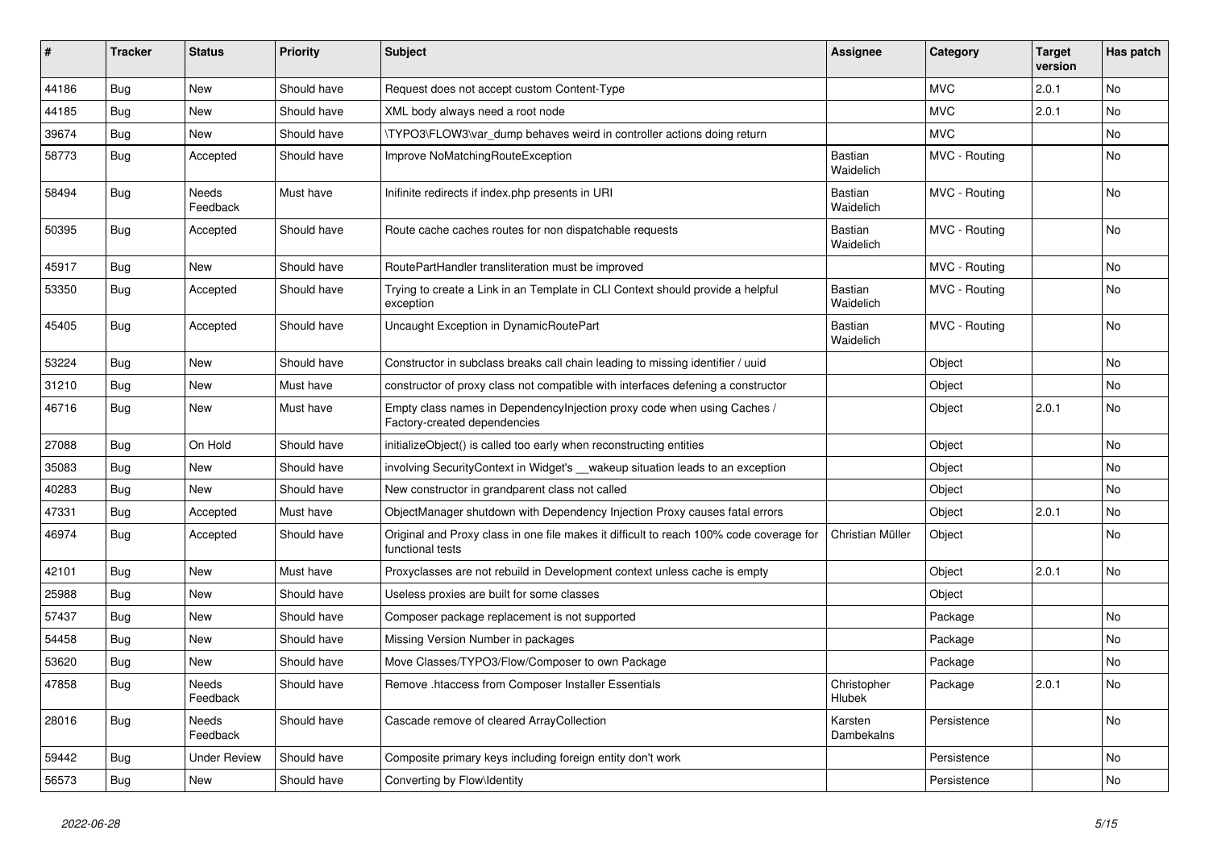| # | Tracker | Status | Priority | Subject | Assignee | Category | Target version | Has patch |
|---|---|---|---|---|---|---|---|---|
| 44186 | Bug | New | Should have | Request does not accept custom Content-Type | | MVC | 2.0.1 | No |
| 44185 | Bug | New | Should have | XML body always need a root node | | MVC | 2.0.1 | No |
| 39674 | Bug | New | Should have | \TYPO3\FLOW3\var_dump behaves weird in controller actions doing return | | MVC | | No |
| 58773 | Bug | Accepted | Should have | Improve NoMatchingRouteException | Bastian Waidelich | MVC - Routing | | No |
| 58494 | Bug | Needs Feedback | Must have | Inifinite redirects if index.php presents in URI | Bastian Waidelich | MVC - Routing | | No |
| 50395 | Bug | Accepted | Should have | Route cache caches routes for non dispatchable requests | Bastian Waidelich | MVC - Routing | | No |
| 45917 | Bug | New | Should have | RoutePartHandler transliteration must be improved | | MVC - Routing | | No |
| 53350 | Bug | Accepted | Should have | Trying to create a Link in an Template in CLI Context should provide a helpful exception | Bastian Waidelich | MVC - Routing | | No |
| 45405 | Bug | Accepted | Should have | Uncaught Exception in DynamicRoutePart | Bastian Waidelich | MVC - Routing | | No |
| 53224 | Bug | New | Should have | Constructor in subclass breaks call chain leading to missing identifier / uuid | | Object | | No |
| 31210 | Bug | New | Must have | constructor of proxy class not compatible with interfaces defening a constructor | | Object | | No |
| 46716 | Bug | New | Must have | Empty class names in DependencyInjection proxy code when using Caches / Factory-created dependencies | | Object | 2.0.1 | No |
| 27088 | Bug | On Hold | Should have | initializeObject() is called too early when reconstructing entities | | Object | | No |
| 35083 | Bug | New | Should have | involving SecurityContext in Widget's __wakeup situation leads to an exception | | Object | | No |
| 40283 | Bug | New | Should have | New constructor in grandparent class not called | | Object | | No |
| 47331 | Bug | Accepted | Must have | ObjectManager shutdown with Dependency Injection Proxy causes fatal errors | | Object | 2.0.1 | No |
| 46974 | Bug | Accepted | Should have | Original and Proxy class in one file makes it difficult to reach 100% code coverage for functional tests | Christian Müller | Object | | No |
| 42101 | Bug | New | Must have | Proxyclasses are not rebuild in Development context unless cache is empty | | Object | 2.0.1 | No |
| 25988 | Bug | New | Should have | Useless proxies are built for some classes | | Object | | |
| 57437 | Bug | New | Should have | Composer package replacement is not supported | | Package | | No |
| 54458 | Bug | New | Should have | Missing Version Number in packages | | Package | | No |
| 53620 | Bug | New | Should have | Move Classes/TYPO3/Flow/Composer to own Package | | Package | | No |
| 47858 | Bug | Needs Feedback | Should have | Remove .htaccess from Composer Installer Essentials | Christopher Hlubek | Package | 2.0.1 | No |
| 28016 | Bug | Needs Feedback | Should have | Cascade remove of cleared ArrayCollection | Karsten Dambekalns | Persistence | | No |
| 59442 | Bug | Under Review | Should have | Composite primary keys including foreign entity don't work | | Persistence | | No |
| 56573 | Bug | New | Should have | Converting by Flow\Identity | | Persistence | | No |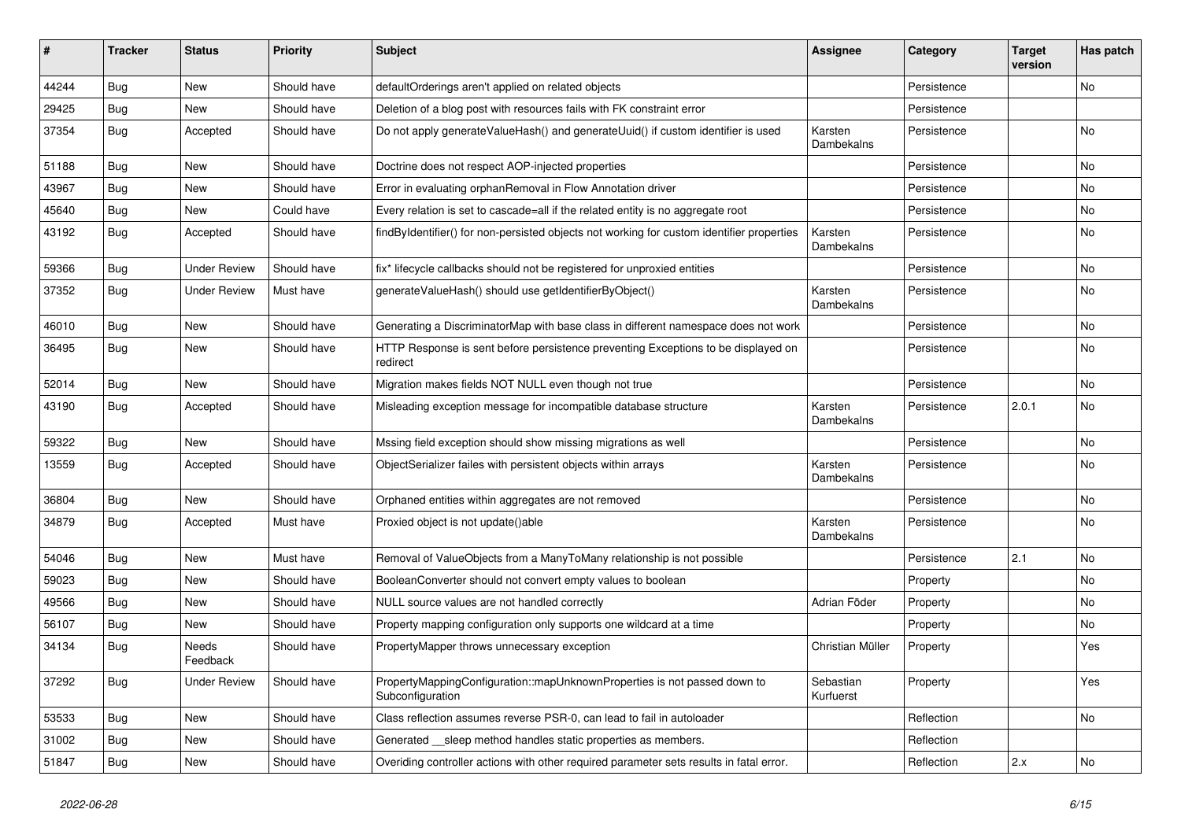| # | Tracker | Status | Priority | Subject | Assignee | Category | Target version | Has patch |
|---|---|---|---|---|---|---|---|---|
| 44244 | Bug | New | Should have | defaultOrderings aren't applied on related objects | | Persistence | | No |
| 29425 | Bug | New | Should have | Deletion of a blog post with resources fails with FK constraint error | | Persistence | | |
| 37354 | Bug | Accepted | Should have | Do not apply generateValueHash() and generateUuid() if custom identifier is used | Karsten Dambekalns | Persistence | | No |
| 51188 | Bug | New | Should have | Doctrine does not respect AOP-injected properties | | Persistence | | No |
| 43967 | Bug | New | Should have | Error in evaluating orphanRemoval in Flow Annotation driver | | Persistence | | No |
| 45640 | Bug | New | Could have | Every relation is set to cascade=all if the related entity is no aggregate root | | Persistence | | No |
| 43192 | Bug | Accepted | Should have | findByIdentifier() for non-persisted objects not working for custom identifier properties | Karsten Dambekalns | Persistence | | No |
| 59366 | Bug | Under Review | Should have | fix* lifecycle callbacks should not be registered for unproxied entities | | Persistence | | No |
| 37352 | Bug | Under Review | Must have | generateValueHash() should use getIdentifierByObject() | Karsten Dambekalns | Persistence | | No |
| 46010 | Bug | New | Should have | Generating a DiscriminatorMap with base class in different namespace does not work | | Persistence | | No |
| 36495 | Bug | New | Should have | HTTP Response is sent before persistence preventing Exceptions to be displayed on redirect | | Persistence | | No |
| 52014 | Bug | New | Should have | Migration makes fields NOT NULL even though not true | | Persistence | | No |
| 43190 | Bug | Accepted | Should have | Misleading exception message for incompatible database structure | Karsten Dambekalns | Persistence | 2.0.1 | No |
| 59322 | Bug | New | Should have | Mssing field exception should show missing migrations as well | | Persistence | | No |
| 13559 | Bug | Accepted | Should have | ObjectSerializer failes with persistent objects within arrays | Karsten Dambekalns | Persistence | | No |
| 36804 | Bug | New | Should have | Orphaned entities within aggregates are not removed | | Persistence | | No |
| 34879 | Bug | Accepted | Must have | Proxied object is not update()able | Karsten Dambekalns | Persistence | | No |
| 54046 | Bug | New | Must have | Removal of ValueObjects from a ManyToMany relationship is not possible | | Persistence | 2.1 | No |
| 59023 | Bug | New | Should have | BooleanConverter should not convert empty values to boolean | | Property | | No |
| 49566 | Bug | New | Should have | NULL source values are not handled correctly | Adrian Föder | Property | | No |
| 56107 | Bug | New | Should have | Property mapping configuration only supports one wildcard at a time | | Property | | No |
| 34134 | Bug | Needs Feedback | Should have | PropertyMapper throws unnecessary exception | Christian Müller | Property | | Yes |
| 37292 | Bug | Under Review | Should have | PropertyMappingConfiguration::mapUnknownProperties is not passed down to Subconfiguration | Sebastian Kurfuerst | Property | | Yes |
| 53533 | Bug | New | Should have | Class reflection assumes reverse PSR-0, can lead to fail in autoloader | | Reflection | | No |
| 31002 | Bug | New | Should have | Generated __sleep method handles static properties as members. | | Reflection | | |
| 51847 | Bug | New | Should have | Overiding controller actions with other required parameter sets results in fatal error. | | Reflection | 2.x | No |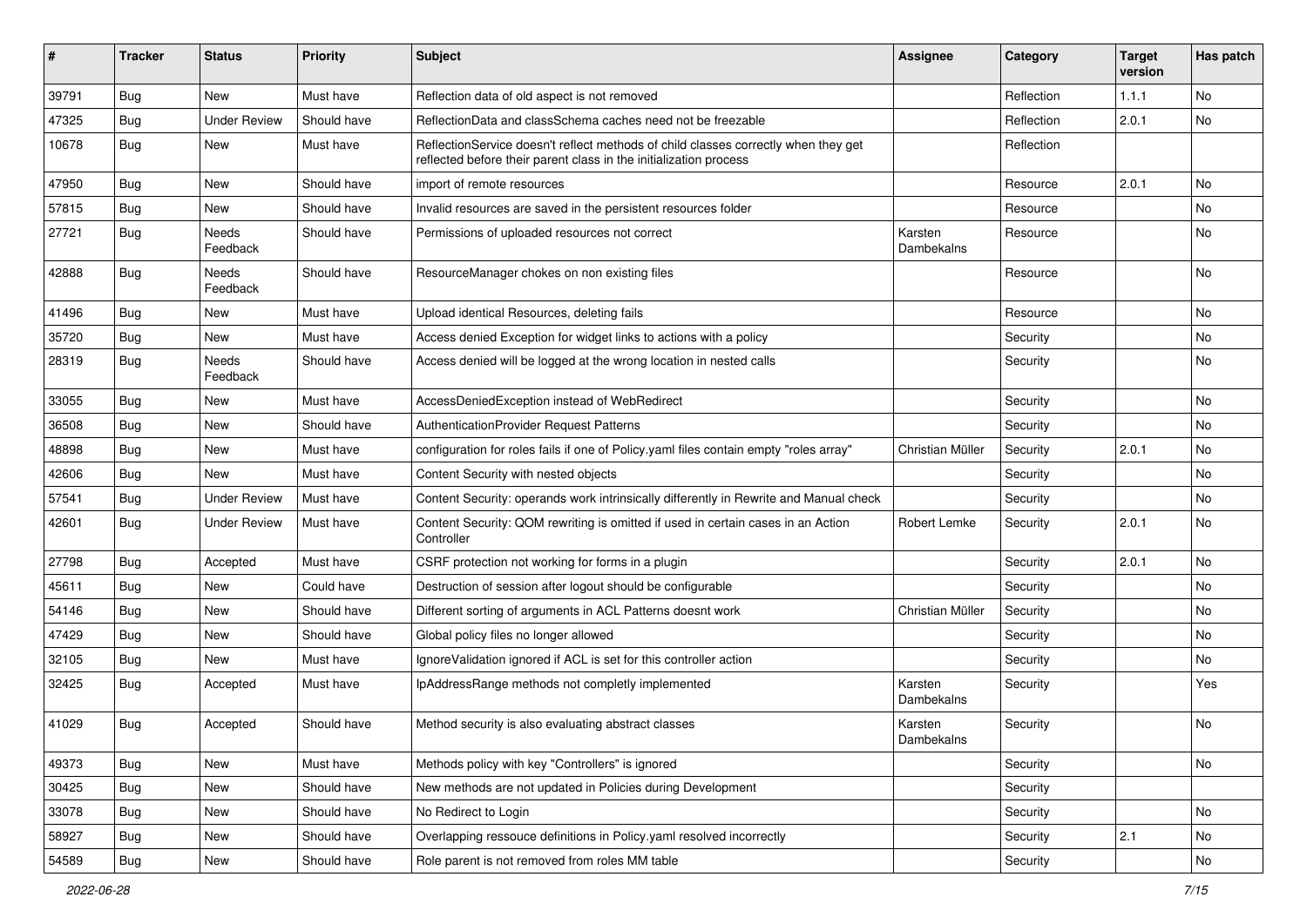| # | Tracker | Status | Priority | Subject | Assignee | Category | Target version | Has patch |
|---|---|---|---|---|---|---|---|---|
| 39791 | Bug | New | Must have | Reflection data of old aspect is not removed | | Reflection | 1.1.1 | No |
| 47325 | Bug | Under Review | Should have | ReflectionData and classSchema caches need not be freezable | | Reflection | 2.0.1 | No |
| 10678 | Bug | New | Must have | ReflectionService doesn't reflect methods of child classes correctly when they get reflected before their parent class in the initialization process | | Reflection | | |
| 47950 | Bug | New | Should have | import of remote resources | | Resource | 2.0.1 | No |
| 57815 | Bug | New | Should have | Invalid resources are saved in the persistent resources folder | | Resource | | No |
| 27721 | Bug | Needs Feedback | Should have | Permissions of uploaded resources not correct | Karsten Dambekalns | Resource | | No |
| 42888 | Bug | Needs Feedback | Should have | ResourceManager chokes on non existing files | | Resource | | No |
| 41496 | Bug | New | Must have | Upload identical Resources, deleting fails | | Resource | | No |
| 35720 | Bug | New | Must have | Access denied Exception for widget links to actions with a policy | | Security | | No |
| 28319 | Bug | Needs Feedback | Should have | Access denied will be logged at the wrong location in nested calls | | Security | | No |
| 33055 | Bug | New | Must have | AccessDeniedException instead of WebRedirect | | Security | | No |
| 36508 | Bug | New | Should have | AuthenticationProvider Request Patterns | | Security | | No |
| 48898 | Bug | New | Must have | configuration for roles fails if one of Policy.yaml files contain empty "roles array" | Christian Müller | Security | 2.0.1 | No |
| 42606 | Bug | New | Must have | Content Security with nested objects | | Security | | No |
| 57541 | Bug | Under Review | Must have | Content Security: operands work intrinsically differently in Rewrite and Manual check | | Security | | No |
| 42601 | Bug | Under Review | Must have | Content Security: QOM rewriting is omitted if used in certain cases in an Action Controller | Robert Lemke | Security | 2.0.1 | No |
| 27798 | Bug | Accepted | Must have | CSRF protection not working for forms in a plugin | | Security | 2.0.1 | No |
| 45611 | Bug | New | Could have | Destruction of session after logout should be configurable | | Security | | No |
| 54146 | Bug | New | Should have | Different sorting of arguments in ACL Patterns doesnt work | Christian Müller | Security | | No |
| 47429 | Bug | New | Should have | Global policy files no longer allowed | | Security | | No |
| 32105 | Bug | New | Must have | IgnoreValidation ignored if ACL is set for this controller action | | Security | | No |
| 32425 | Bug | Accepted | Must have | IpAddressRange methods not completly implemented | Karsten Dambekalns | Security | | Yes |
| 41029 | Bug | Accepted | Should have | Method security is also evaluating abstract classes | Karsten Dambekalns | Security | | No |
| 49373 | Bug | New | Must have | Methods policy with key "Controllers" is ignored | | Security | | No |
| 30425 | Bug | New | Should have | New methods are not updated in Policies during Development | | Security | | |
| 33078 | Bug | New | Should have | No Redirect to Login | | Security | | No |
| 58927 | Bug | New | Should have | Overlapping ressouce definitions in Policy.yaml resolved incorrectly | | Security | 2.1 | No |
| 54589 | Bug | New | Should have | Role parent is not removed from roles MM table | | Security | | No |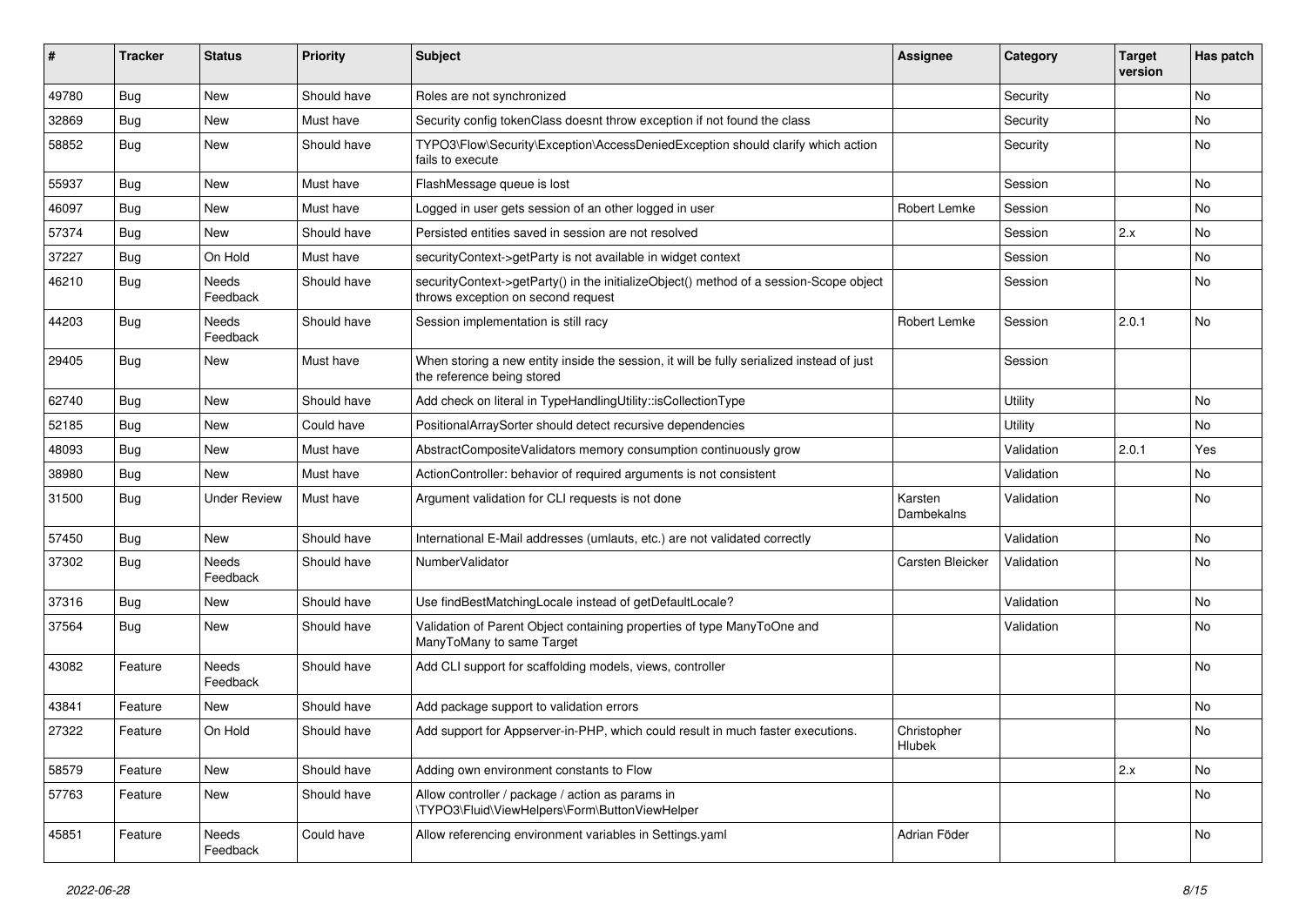| # | Tracker | Status | Priority | Subject | Assignee | Category | Target version | Has patch |
|---|---|---|---|---|---|---|---|---|
| 49780 | Bug | New | Should have | Roles are not synchronized | | Security | | No |
| 32869 | Bug | New | Must have | Security config tokenClass doesnt throw exception if not found the class | | Security | | No |
| 58852 | Bug | New | Should have | TYPO3\Flow\Security\Exception\AccessDeniedException should clarify which action fails to execute | | Security | | No |
| 55937 | Bug | New | Must have | FlashMessage queue is lost | | Session | | No |
| 46097 | Bug | New | Must have | Logged in user gets session of an other logged in user | Robert Lemke | Session | | No |
| 57374 | Bug | New | Should have | Persisted entities saved in session are not resolved | | Session | 2.x | No |
| 37227 | Bug | On Hold | Must have | securityContext->getParty is not available in widget context | | Session | | No |
| 46210 | Bug | Needs Feedback | Should have | securityContext->getParty() in the initializeObject() method of a session-Scope object throws exception on second request | | Session | | No |
| 44203 | Bug | Needs Feedback | Should have | Session implementation is still racy | Robert Lemke | Session | 2.0.1 | No |
| 29405 | Bug | New | Must have | When storing a new entity inside the session, it will be fully serialized instead of just the reference being stored | | Session | | |
| 62740 | Bug | New | Should have | Add check on literal in TypeHandlingUtility::isCollectionType | | Utility | | No |
| 52185 | Bug | New | Could have | PositionalArraySorter should detect recursive dependencies | | Utility | | No |
| 48093 | Bug | New | Must have | AbstractCompositeValidators memory consumption continuously grow | | Validation | 2.0.1 | Yes |
| 38980 | Bug | New | Must have | ActionController: behavior of required arguments is not consistent | | Validation | | No |
| 31500 | Bug | Under Review | Must have | Argument validation for CLI requests is not done | Karsten Dambekalns | Validation | | No |
| 57450 | Bug | New | Should have | International E-Mail addresses (umlauts, etc.) are not validated correctly | | Validation | | No |
| 37302 | Bug | Needs Feedback | Should have | NumberValidator | Carsten Bleicker | Validation | | No |
| 37316 | Bug | New | Should have | Use findBestMatchingLocale instead of getDefaultLocale? | | Validation | | No |
| 37564 | Bug | New | Should have | Validation of Parent Object containing properties of type ManyToOne and ManyToMany to same Target | | Validation | | No |
| 43082 | Feature | Needs Feedback | Should have | Add CLI support for scaffolding models, views, controller | | | | No |
| 43841 | Feature | New | Should have | Add package support to validation errors | | | | No |
| 27322 | Feature | On Hold | Should have | Add support for Appserver-in-PHP, which could result in much faster executions. | Christopher Hlubek | | | No |
| 58579 | Feature | New | Should have | Adding own environment constants to Flow | | | 2.x | No |
| 57763 | Feature | New | Should have | Allow controller / package / action as params in \TYPO3\Fluid\ViewHelpers\Form\ButtonViewHelper | | | | No |
| 45851 | Feature | Needs Feedback | Could have | Allow referencing environment variables in Settings.yaml | Adrian Föder | | | No |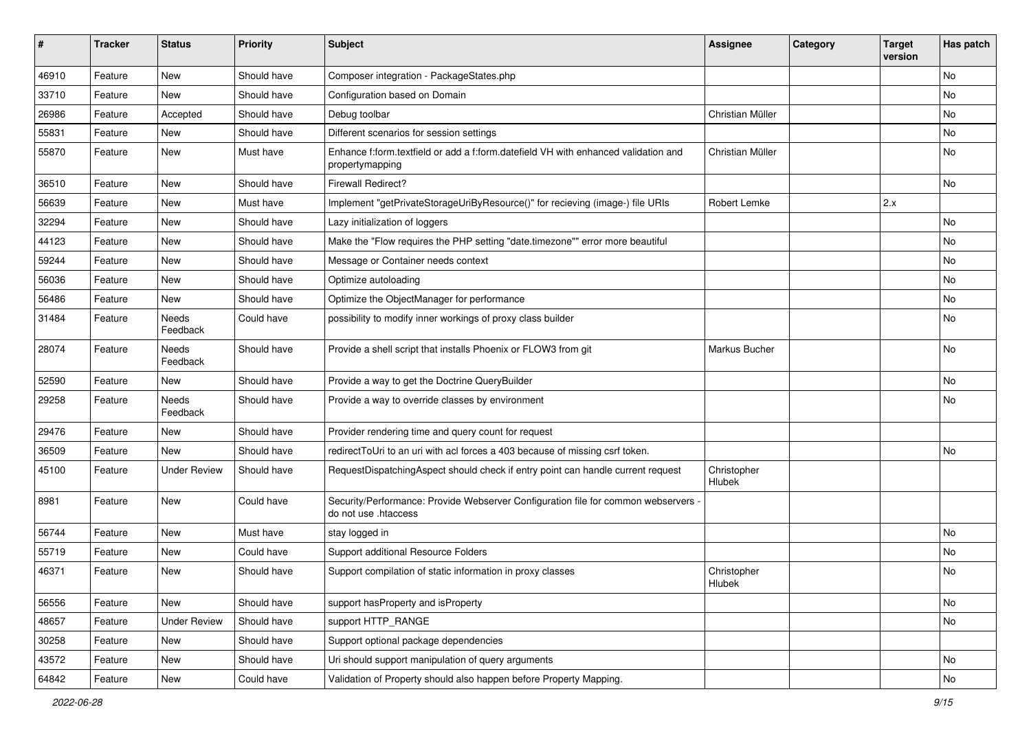| # | Tracker | Status | Priority | Subject | Assignee | Category | Target version | Has patch |
|---|---|---|---|---|---|---|---|---|
| 46910 | Feature | New | Should have | Composer integration - PackageStates.php | | | | No |
| 33710 | Feature | New | Should have | Configuration based on Domain | | | | No |
| 26986 | Feature | Accepted | Should have | Debug toolbar | Christian Müller | | | No |
| 55831 | Feature | New | Should have | Different scenarios for session settings | | | | No |
| 55870 | Feature | New | Must have | Enhance f:form.textfield or add a f:form.datefield VH with enhanced validation and propertymapping | Christian Müller | | | No |
| 36510 | Feature | New | Should have | Firewall Redirect? | | | | No |
| 56639 | Feature | New | Must have | Implement "getPrivateStorageUriByResource()" for recieving (image-) file URIs | Robert Lemke | | 2.x | |
| 32294 | Feature | New | Should have | Lazy initialization of loggers | | | | No |
| 44123 | Feature | New | Should have | Make the "Flow requires the PHP setting "date.timezone"" error more beautiful | | | | No |
| 59244 | Feature | New | Should have | Message or Container needs context | | | | No |
| 56036 | Feature | New | Should have | Optimize autoloading | | | | No |
| 56486 | Feature | New | Should have | Optimize the ObjectManager for performance | | | | No |
| 31484 | Feature | Needs Feedback | Could have | possibility to modify inner workings of proxy class builder | | | | No |
| 28074 | Feature | Needs Feedback | Should have | Provide a shell script that installs Phoenix or FLOW3 from git | Markus Bucher | | | No |
| 52590 | Feature | New | Should have | Provide a way to get the Doctrine QueryBuilder | | | | No |
| 29258 | Feature | Needs Feedback | Should have | Provide a way to override classes by environment | | | | No |
| 29476 | Feature | New | Should have | Provider rendering time and query count for request | | | | |
| 36509 | Feature | New | Should have | redirectToUri to an uri with acl forces a 403 because of missing csrf token. | | | | No |
| 45100 | Feature | Under Review | Should have | RequestDispatchingAspect should check if entry point can handle current request | Christopher Hlubek | | | |
| 8981 | Feature | New | Could have | Security/Performance: Provide Webserver Configuration file for common webservers - do not use .htaccess | | | | |
| 56744 | Feature | New | Must have | stay logged in | | | | No |
| 55719 | Feature | New | Could have | Support additional Resource Folders | | | | No |
| 46371 | Feature | New | Should have | Support compilation of static information in proxy classes | Christopher Hlubek | | | No |
| 56556 | Feature | New | Should have | support hasProperty and isProperty | | | | No |
| 48657 | Feature | Under Review | Should have | support HTTP_RANGE | | | | No |
| 30258 | Feature | New | Should have | Support optional package dependencies | | | | |
| 43572 | Feature | New | Should have | Uri should support manipulation of query arguments | | | | No |
| 64842 | Feature | New | Could have | Validation of Property should also happen before Property Mapping. | | | | No |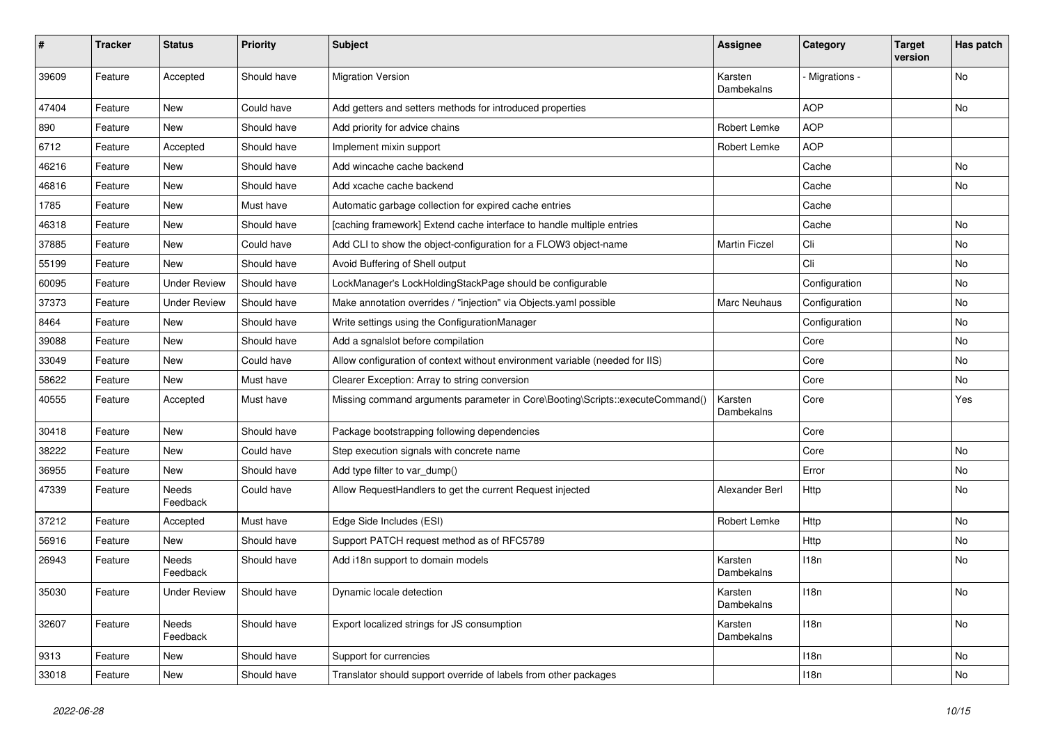| # | Tracker | Status | Priority | Subject | Assignee | Category | Target version | Has patch |
|---|---|---|---|---|---|---|---|---|
| 39609 | Feature | Accepted | Should have | Migration Version | Karsten Dambekalns | - Migrations - | | No |
| 47404 | Feature | New | Could have | Add getters and setters methods for introduced properties | | AOP | | No |
| 890 | Feature | New | Should have | Add priority for advice chains | Robert Lemke | AOP | | |
| 6712 | Feature | Accepted | Should have | Implement mixin support | Robert Lemke | AOP | | |
| 46216 | Feature | New | Should have | Add wincache cache backend | | Cache | | No |
| 46816 | Feature | New | Should have | Add xcache cache backend | | Cache | | No |
| 1785 | Feature | New | Must have | Automatic garbage collection for expired cache entries | | Cache | | |
| 46318 | Feature | New | Should have | [caching framework] Extend cache interface to handle multiple entries | | Cache | | No |
| 37885 | Feature | New | Could have | Add CLI to show the object-configuration for a FLOW3 object-name | Martin Ficzel | Cli | | No |
| 55199 | Feature | New | Should have | Avoid Buffering of Shell output | | Cli | | No |
| 60095 | Feature | Under Review | Should have | LockManager's LockHoldingStackPage should be configurable | | Configuration | | No |
| 37373 | Feature | Under Review | Should have | Make annotation overrides / "injection" via Objects.yaml possible | Marc Neuhaus | Configuration | | No |
| 8464 | Feature | New | Should have | Write settings using the ConfigurationManager | | Configuration | | No |
| 39088 | Feature | New | Should have | Add a sgnalslot before compilation | | Core | | No |
| 33049 | Feature | New | Could have | Allow configuration of context without environment variable (needed for IIS) | | Core | | No |
| 58622 | Feature | New | Must have | Clearer Exception: Array to string conversion | | Core | | No |
| 40555 | Feature | Accepted | Must have | Missing command arguments parameter in Core\Booting\Scripts::executeCommand() | Karsten Dambekalns | Core | | Yes |
| 30418 | Feature | New | Should have | Package bootstrapping following dependencies | | Core | | |
| 38222 | Feature | New | Could have | Step execution signals with concrete name | | Core | | No |
| 36955 | Feature | New | Should have | Add type filter to var_dump() | | Error | | No |
| 47339 | Feature | Needs Feedback | Could have | Allow RequestHandlers to get the current Request injected | Alexander Berl | Http | | No |
| 37212 | Feature | Accepted | Must have | Edge Side Includes (ESI) | Robert Lemke | Http | | No |
| 56916 | Feature | New | Should have | Support PATCH request method as of RFC5789 | | Http | | No |
| 26943 | Feature | Needs Feedback | Should have | Add i18n support to domain models | Karsten Dambekalns | I18n | | No |
| 35030 | Feature | Under Review | Should have | Dynamic locale detection | Karsten Dambekalns | I18n | | No |
| 32607 | Feature | Needs Feedback | Should have | Export localized strings for JS consumption | Karsten Dambekalns | I18n | | No |
| 9313 | Feature | New | Should have | Support for currencies | | I18n | | No |
| 33018 | Feature | New | Should have | Translator should support override of labels from other packages | | I18n | | No |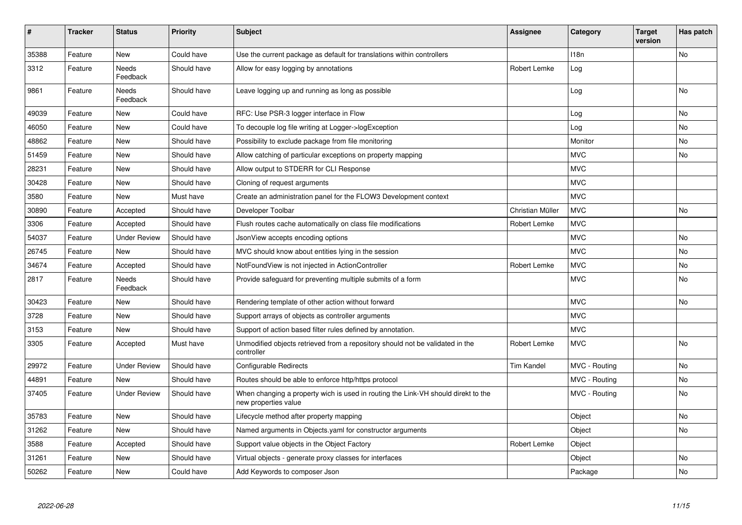| # | Tracker | Status | Priority | Subject | Assignee | Category | Target version | Has patch |
|---|---|---|---|---|---|---|---|---|
| 35388 | Feature | New | Could have | Use the current package as default for translations within controllers | | I18n | | No |
| 3312 | Feature | Needs Feedback | Should have | Allow for easy logging by annotations | Robert Lemke | Log | | |
| 9861 | Feature | Needs Feedback | Should have | Leave logging up and running as long as possible | | Log | | No |
| 49039 | Feature | New | Could have | RFC: Use PSR-3 logger interface in Flow | | Log | | No |
| 46050 | Feature | New | Could have | To decouple log file writing at Logger->logException | | Log | | No |
| 48862 | Feature | New | Should have | Possibility to exclude package from file monitoring | | Monitor | | No |
| 51459 | Feature | New | Should have | Allow catching of particular exceptions on property mapping | | MVC | | No |
| 28231 | Feature | New | Should have | Allow output to STDERR for CLI Response | | MVC | | |
| 30428 | Feature | New | Should have | Cloning of request arguments | | MVC | | |
| 3580 | Feature | New | Must have | Create an administration panel for the FLOW3 Development context | | MVC | | |
| 30890 | Feature | Accepted | Should have | Developer Toolbar | Christian Müller | MVC | | No |
| 3306 | Feature | Accepted | Should have | Flush routes cache automatically on class file modifications | Robert Lemke | MVC | | |
| 54037 | Feature | Under Review | Should have | JsonView accepts encoding options | | MVC | | No |
| 26745 | Feature | New | Should have | MVC should know about entities lying in the session | | MVC | | No |
| 34674 | Feature | Accepted | Should have | NotFoundView is not injected in ActionController | Robert Lemke | MVC | | No |
| 2817 | Feature | Needs Feedback | Should have | Provide safeguard for preventing multiple submits of a form | | MVC | | No |
| 30423 | Feature | New | Should have | Rendering template of other action without forward | | MVC | | No |
| 3728 | Feature | New | Should have | Support arrays of objects as controller arguments | | MVC | | |
| 3153 | Feature | New | Should have | Support of action based filter rules defined by annotation. | | MVC | | |
| 3305 | Feature | Accepted | Must have | Unmodified objects retrieved from a repository should not be validated in the controller | Robert Lemke | MVC | | No |
| 29972 | Feature | Under Review | Should have | Configurable Redirects | Tim Kandel | MVC - Routing | | No |
| 44891 | Feature | New | Should have | Routes should be able to enforce http/https protocol | | MVC - Routing | | No |
| 37405 | Feature | Under Review | Should have | When changing a property wich is used in routing the Link-VH should direkt to the new properties value | | MVC - Routing | | No |
| 35783 | Feature | New | Should have | Lifecycle method after property mapping | | Object | | No |
| 31262 | Feature | New | Should have | Named arguments in Objects.yaml for constructor arguments | | Object | | No |
| 3588 | Feature | Accepted | Should have | Support value objects in the Object Factory | Robert Lemke | Object | | |
| 31261 | Feature | New | Should have | Virtual objects - generate proxy classes for interfaces | | Object | | No |
| 50262 | Feature | New | Could have | Add Keywords to composer Json | | Package | | No |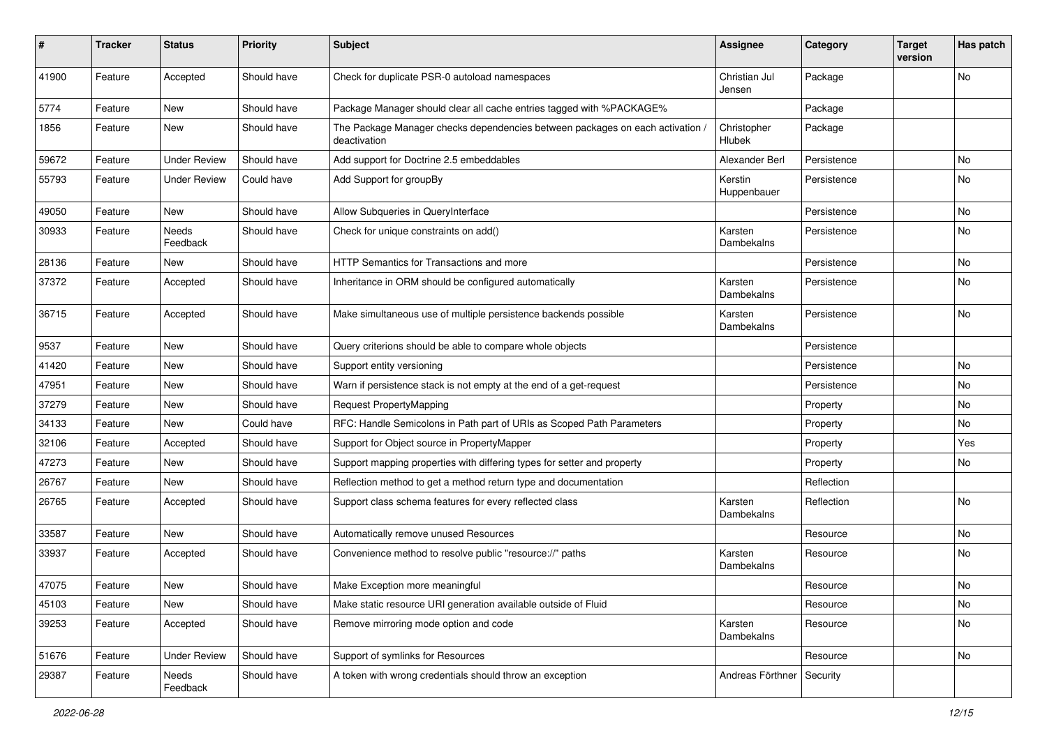| # | Tracker | Status | Priority | Subject | Assignee | Category | Target version | Has patch |
|---|---|---|---|---|---|---|---|---|
| 41900 | Feature | Accepted | Should have | Check for duplicate PSR-0 autoload namespaces | Christian Jul Jensen | Package | | No |
| 5774 | Feature | New | Should have | Package Manager should clear all cache entries tagged with %PACKAGE% | | Package | | |
| 1856 | Feature | New | Should have | The Package Manager checks dependencies between packages on each activation / deactivation | Christopher Hlubek | Package | | |
| 59672 | Feature | Under Review | Should have | Add support for Doctrine 2.5 embeddables | Alexander Berl | Persistence | | No |
| 55793 | Feature | Under Review | Could have | Add Support for groupBy | Kerstin Huppenbauer | Persistence | | No |
| 49050 | Feature | New | Should have | Allow Subqueries in QueryInterface | | Persistence | | No |
| 30933 | Feature | Needs Feedback | Should have | Check for unique constraints on add() | Karsten Dambekalns | Persistence | | No |
| 28136 | Feature | New | Should have | HTTP Semantics for Transactions and more | | Persistence | | No |
| 37372 | Feature | Accepted | Should have | Inheritance in ORM should be configured automatically | Karsten Dambekalns | Persistence | | No |
| 36715 | Feature | Accepted | Should have | Make simultaneous use of multiple persistence backends possible | Karsten Dambekalns | Persistence | | No |
| 9537 | Feature | New | Should have | Query criterions should be able to compare whole objects | | Persistence | | |
| 41420 | Feature | New | Should have | Support entity versioning | | Persistence | | No |
| 47951 | Feature | New | Should have | Warn if persistence stack is not empty at the end of a get-request | | Persistence | | No |
| 37279 | Feature | New | Should have | Request PropertyMapping | | Property | | No |
| 34133 | Feature | New | Could have | RFC: Handle Semicolons in Path part of URIs as Scoped Path Parameters | | Property | | No |
| 32106 | Feature | Accepted | Should have | Support for Object source in PropertyMapper | | Property | | Yes |
| 47273 | Feature | New | Should have | Support mapping properties with differing types for setter and property | | Property | | No |
| 26767 | Feature | New | Should have | Reflection method to get a method return type and documentation | | Reflection | | |
| 26765 | Feature | Accepted | Should have | Support class schema features for every reflected class | Karsten Dambekalns | Reflection | | No |
| 33587 | Feature | New | Should have | Automatically remove unused Resources | | Resource | | No |
| 33937 | Feature | Accepted | Should have | Convenience method to resolve public "resource://" paths | Karsten Dambekalns | Resource | | No |
| 47075 | Feature | New | Should have | Make Exception more meaningful | | Resource | | No |
| 45103 | Feature | New | Should have | Make static resource URI generation available outside of Fluid | | Resource | | No |
| 39253 | Feature | Accepted | Should have | Remove mirroring mode option and code | Karsten Dambekalns | Resource | | No |
| 51676 | Feature | Under Review | Should have | Support of symlinks for Resources | | Resource | | No |
| 29387 | Feature | Needs Feedback | Should have | A token with wrong credentials should throw an exception | Andreas Förthner | Security | | |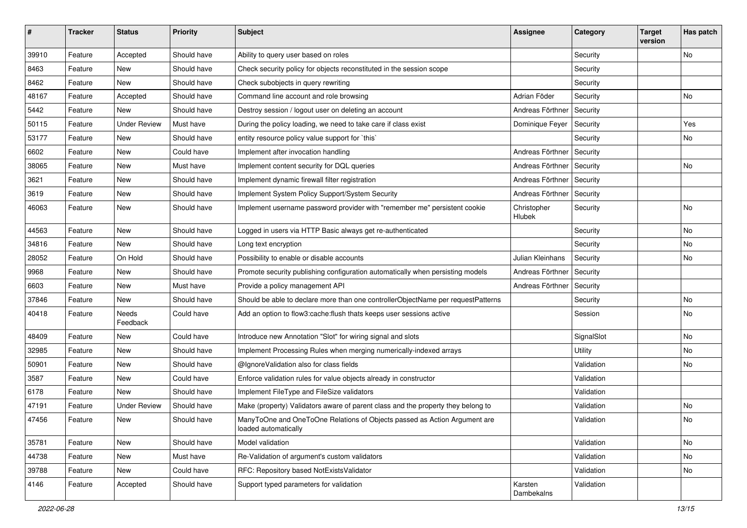| # | Tracker | Status | Priority | Subject | Assignee | Category | Target version | Has patch |
|---|---|---|---|---|---|---|---|---|
| 39910 | Feature | Accepted | Should have | Ability to query user based on roles | | Security | | No |
| 8463 | Feature | New | Should have | Check security policy for objects reconstituted in the session scope | | Security | | |
| 8462 | Feature | New | Should have | Check subobjects in query rewriting | | Security | | |
| 48167 | Feature | Accepted | Should have | Command line account and role browsing | Adrian Föder | Security | | No |
| 5442 | Feature | New | Should have | Destroy session / logout user on deleting an account | Andreas Förthner | Security | | |
| 50115 | Feature | Under Review | Must have | During the policy loading, we need to take care if class exist | Dominique Feyer | Security | | Yes |
| 53177 | Feature | New | Should have | entity resource policy value support for `this` | | Security | | No |
| 6602 | Feature | New | Could have | Implement after invocation handling | Andreas Förthner | Security | | |
| 38065 | Feature | New | Must have | Implement content security for DQL queries | Andreas Förthner | Security | | No |
| 3621 | Feature | New | Should have | Implement dynamic firewall filter registration | Andreas Förthner | Security | | |
| 3619 | Feature | New | Should have | Implement System Policy Support/System Security | Andreas Förthner | Security | | |
| 46063 | Feature | New | Should have | Implement username password provider with "remember me" persistent cookie | Christopher Hlubek | Security | | No |
| 44563 | Feature | New | Should have | Logged in users via HTTP Basic always get re-authenticated | | Security | | No |
| 34816 | Feature | New | Should have | Long text encryption | | Security | | No |
| 28052 | Feature | On Hold | Should have | Possibility to enable or disable accounts | Julian Kleinhans | Security | | No |
| 9968 | Feature | New | Should have | Promote security publishing configuration automatically when persisting models | Andreas Förthner | Security | | |
| 6603 | Feature | New | Must have | Provide a policy management API | Andreas Förthner | Security | | |
| 37846 | Feature | New | Should have | Should be able to declare more than one controllerObjectName per requestPatterns | | Security | | No |
| 40418 | Feature | Needs Feedback | Could have | Add an option to flow3:cache:flush thats keeps user sessions active | | Session | | No |
| 48409 | Feature | New | Could have | Introduce new Annotation "Slot" for wiring signal and slots | | SignalSlot | | No |
| 32985 | Feature | New | Should have | Implement Processing Rules when merging numerically-indexed arrays | | Utility | | No |
| 50901 | Feature | New | Should have | @IgnoreValidation also for class fields | | Validation | | No |
| 3587 | Feature | New | Could have | Enforce validation rules for value objects already in constructor | | Validation | | |
| 6178 | Feature | New | Should have | Implement FileType and FileSize validators | | Validation | | |
| 47191 | Feature | Under Review | Should have | Make (property) Validators aware of parent class and the property they belong to | | Validation | | No |
| 47456 | Feature | New | Should have | ManyToOne and OneToOne Relations of Objects passed as Action Argument are loaded automatically | | Validation | | No |
| 35781 | Feature | New | Should have | Model validation | | Validation | | No |
| 44738 | Feature | New | Must have | Re-Validation of argument's custom validators | | Validation | | No |
| 39788 | Feature | New | Could have | RFC: Repository based NotExistsValidator | | Validation | | No |
| 4146 | Feature | Accepted | Should have | Support typed parameters for validation | Karsten Dambekalns | Validation | | |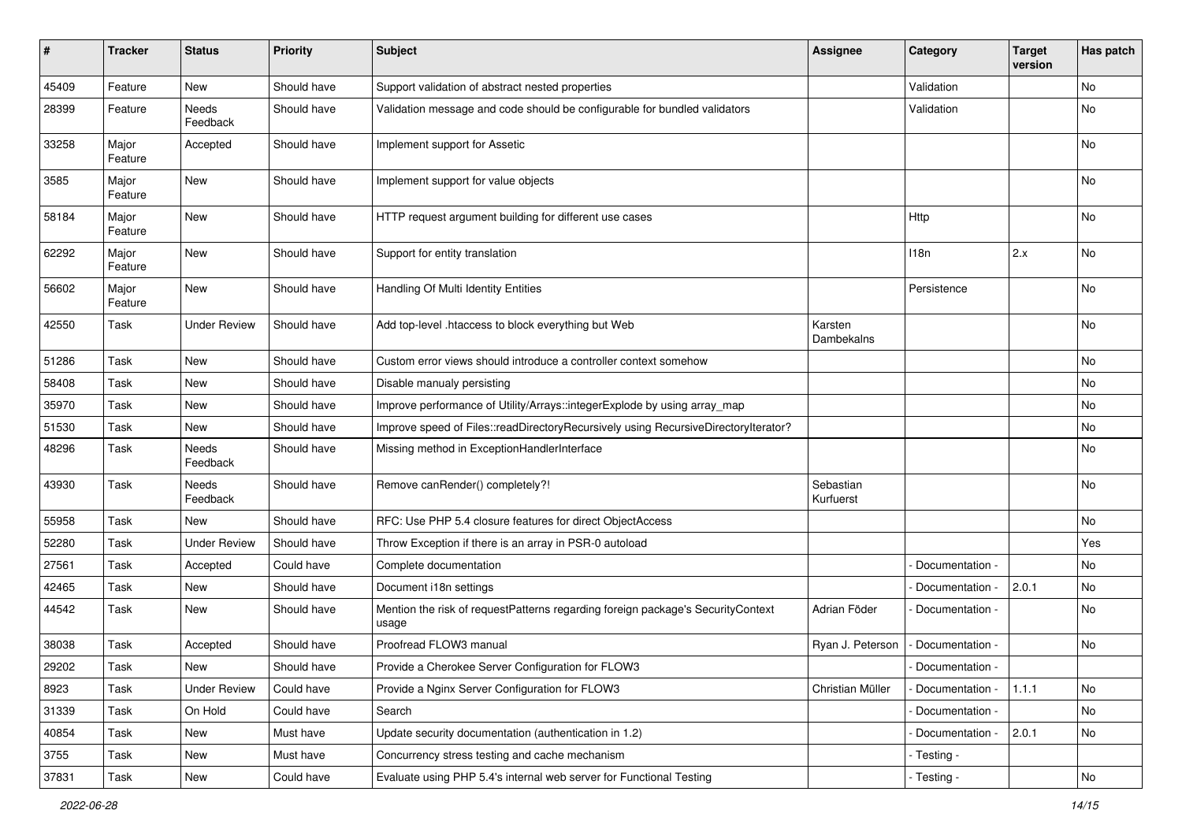| # | Tracker | Status | Priority | Subject | Assignee | Category | Target version | Has patch |
|---|---|---|---|---|---|---|---|---|
| 45409 | Feature | New | Should have | Support validation of abstract nested properties | | Validation | | No |
| 28399 | Feature | Needs Feedback | Should have | Validation message and code should be configurable for bundled validators | | Validation | | No |
| 33258 | Major Feature | Accepted | Should have | Implement support for Assetic | | | | No |
| 3585 | Major Feature | New | Should have | Implement support for value objects | | | | No |
| 58184 | Major Feature | New | Should have | HTTP request argument building for different use cases | | Http | | No |
| 62292 | Major Feature | New | Should have | Support for entity translation | | I18n | 2.x | No |
| 56602 | Major Feature | New | Should have | Handling Of Multi Identity Entities | | Persistence | | No |
| 42550 | Task | Under Review | Should have | Add top-level .htaccess to block everything but Web | Karsten Dambekalns | | | No |
| 51286 | Task | New | Should have | Custom error views should introduce a controller context somehow | | | | No |
| 58408 | Task | New | Should have | Disable manualy persisting | | | | No |
| 35970 | Task | New | Should have | Improve performance of Utility/Arrays::integerExplode by using array_map | | | | No |
| 51530 | Task | New | Should have | Improve speed of Files::readDirectoryRecursively using RecursiveDirectoryIterator? | | | | No |
| 48296 | Task | Needs Feedback | Should have | Missing method in ExceptionHandlerInterface | | | | No |
| 43930 | Task | Needs Feedback | Should have | Remove canRender() completely?! | Sebastian Kurfuerst | | | No |
| 55958 | Task | New | Should have | RFC: Use PHP 5.4 closure features for direct ObjectAccess | | | | No |
| 52280 | Task | Under Review | Should have | Throw Exception if there is an array in PSR-0 autoload | | | | Yes |
| 27561 | Task | Accepted | Could have | Complete documentation | | - Documentation - | | No |
| 42465 | Task | New | Should have | Document i18n settings | | - Documentation - | 2.0.1 | No |
| 44542 | Task | New | Should have | Mention the risk of requestPatterns regarding foreign package's SecurityContext usage | Adrian Föder | - Documentation - | | No |
| 38038 | Task | Accepted | Should have | Proofread FLOW3 manual | Ryan J. Peterson | - Documentation - | | No |
| 29202 | Task | New | Should have | Provide a Cherokee Server Configuration for FLOW3 | | - Documentation - | | |
| 8923 | Task | Under Review | Could have | Provide a Nginx Server Configuration for FLOW3 | Christian Müller | - Documentation - | 1.1.1 | No |
| 31339 | Task | On Hold | Could have | Search | | - Documentation - | | No |
| 40854 | Task | New | Must have | Update security documentation (authentication in 1.2) | | - Documentation - | 2.0.1 | No |
| 3755 | Task | New | Must have | Concurrency stress testing and cache mechanism | | - Testing - | | |
| 37831 | Task | New | Could have | Evaluate using PHP 5.4's internal web server for Functional Testing | | - Testing - | | No |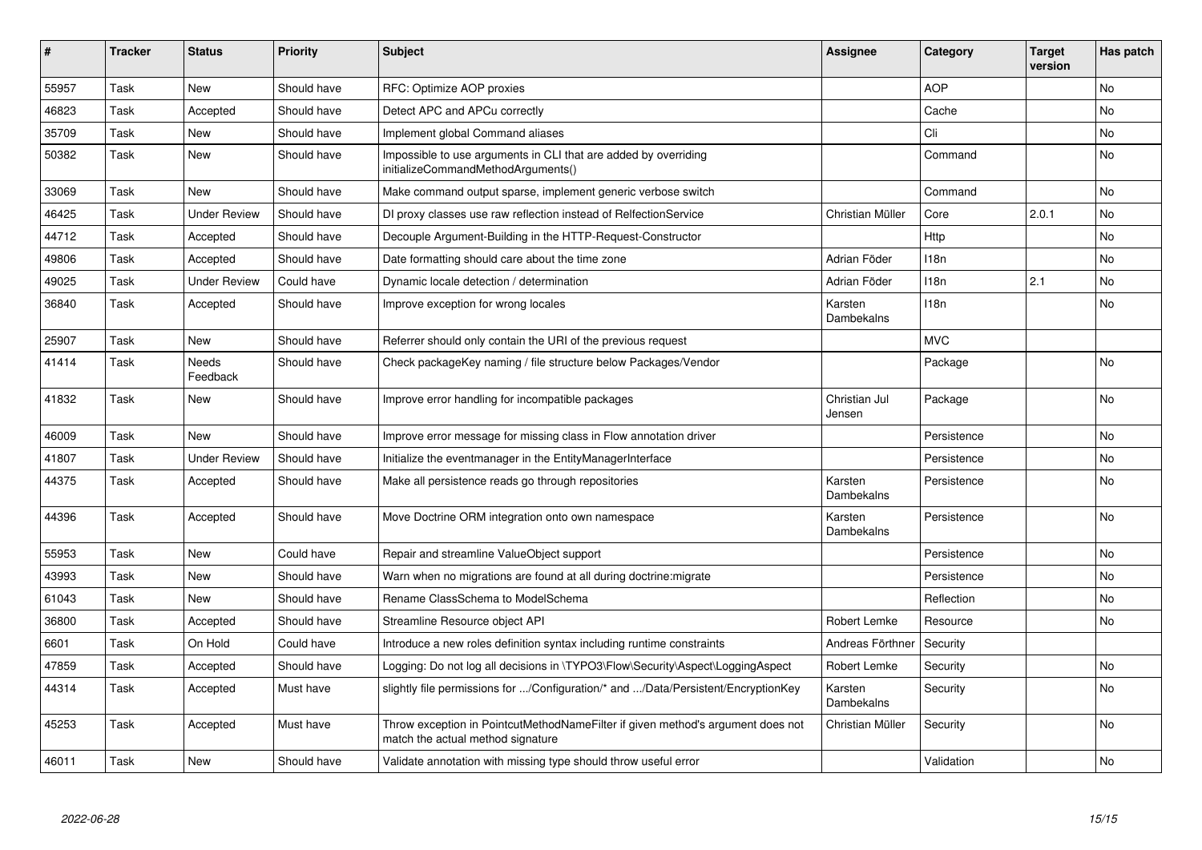| # | Tracker | Status | Priority | Subject | Assignee | Category | Target version | Has patch |
|---|---|---|---|---|---|---|---|---|
| 55957 | Task | New | Should have | RFC: Optimize AOP proxies | | AOP | | No |
| 46823 | Task | Accepted | Should have | Detect APC and APCu correctly | | Cache | | No |
| 35709 | Task | New | Should have | Implement global Command aliases | | Cli | | No |
| 50382 | Task | New | Should have | Impossible to use arguments in CLI that are added by overriding initializeCommandMethodArguments() | | Command | | No |
| 33069 | Task | New | Should have | Make command output sparse, implement generic verbose switch | | Command | | No |
| 46425 | Task | Under Review | Should have | DI proxy classes use raw reflection instead of RelfectionService | Christian Müller | Core | 2.0.1 | No |
| 44712 | Task | Accepted | Should have | Decouple Argument-Building in the HTTP-Request-Constructor | | Http | | No |
| 49806 | Task | Accepted | Should have | Date formatting should care about the time zone | Adrian Föder | I18n | | No |
| 49025 | Task | Under Review | Could have | Dynamic locale detection / determination | Adrian Föder | I18n | 2.1 | No |
| 36840 | Task | Accepted | Should have | Improve exception for wrong locales | Karsten Dambekalns | I18n | | No |
| 25907 | Task | New | Should have | Referrer should only contain the URI of the previous request | | MVC | | |
| 41414 | Task | Needs Feedback | Should have | Check packageKey naming / file structure below Packages/Vendor | | Package | | No |
| 41832 | Task | New | Should have | Improve error handling for incompatible packages | Christian Jul Jensen | Package | | No |
| 46009 | Task | New | Should have | Improve error message for missing class in Flow annotation driver | | Persistence | | No |
| 41807 | Task | Under Review | Should have | Initialize the eventmanager in the EntityManagerInterface | | Persistence | | No |
| 44375 | Task | Accepted | Should have | Make all persistence reads go through repositories | Karsten Dambekalns | Persistence | | No |
| 44396 | Task | Accepted | Should have | Move Doctrine ORM integration onto own namespace | Karsten Dambekalns | Persistence | | No |
| 55953 | Task | New | Could have | Repair and streamline ValueObject support | | Persistence | | No |
| 43993 | Task | New | Should have | Warn when no migrations are found at all during doctrine:migrate | | Persistence | | No |
| 61043 | Task | New | Should have | Rename ClassSchema to ModelSchema | | Reflection | | No |
| 36800 | Task | Accepted | Should have | Streamline Resource object API | Robert Lemke | Resource | | No |
| 6601 | Task | On Hold | Could have | Introduce a new roles definition syntax including runtime constraints | Andreas Förthner | Security | | |
| 47859 | Task | Accepted | Should have | Logging: Do not log all decisions in \TYPO3\Flow\Security\Aspect\LoggingAspect | Robert Lemke | Security | | No |
| 44314 | Task | Accepted | Must have | slightly file permissions for .../Configuration/* and .../Data/Persistent/EncryptionKey | Karsten Dambekalns | Security | | No |
| 45253 | Task | Accepted | Must have | Throw exception in PointcutMethodNameFilter if given method's argument does not match the actual method signature | Christian Müller | Security | | No |
| 46011 | Task | New | Should have | Validate annotation with missing type should throw useful error | | Validation | | No |